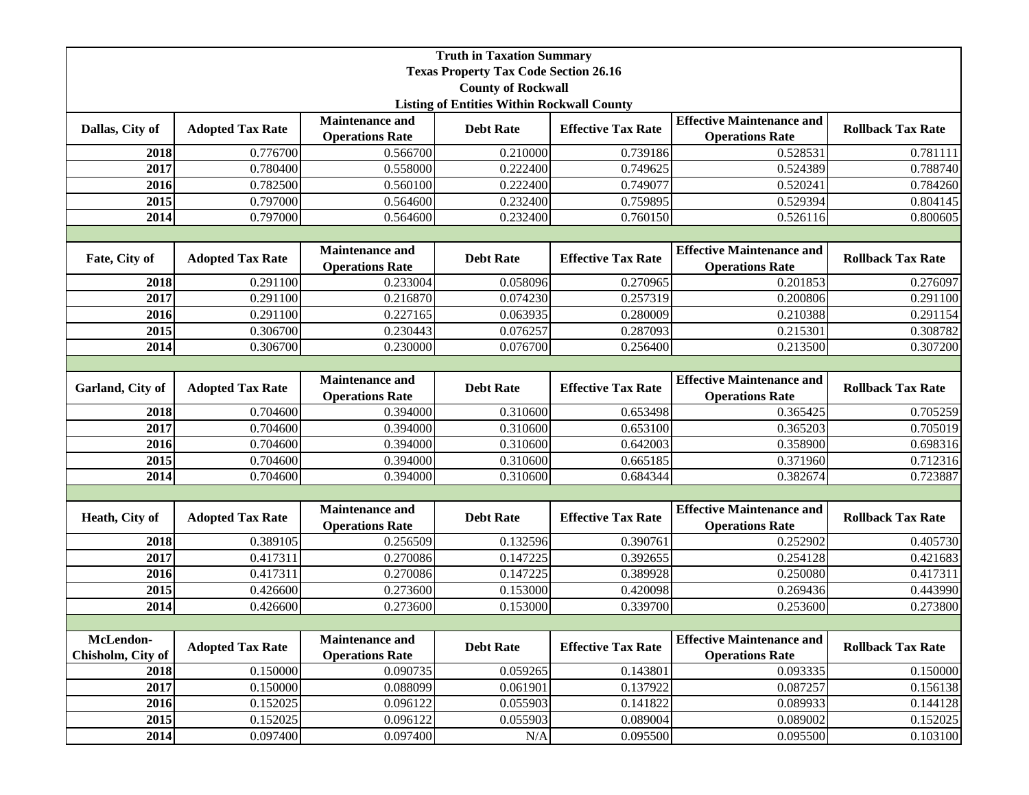**Truth in Taxation Summary**
**Texas Property Tax Code Section 26.16**
**County of Rockwall**
**Listing of Entities Within Rockwall County**

| Dallas, City of | Adopted Tax Rate | Maintenance and Operations Rate | Debt Rate | Effective Tax Rate | Effective Maintenance and Operations Rate | Rollback Tax Rate |
|---|---|---|---|---|---|---|
| 2018 | 0.776700 | 0.566700 | 0.210000 | 0.739186 | 0.528531 | 0.781111 |
| 2017 | 0.780400 | 0.558000 | 0.222400 | 0.749625 | 0.524389 | 0.788740 |
| 2016 | 0.782500 | 0.560100 | 0.222400 | 0.749077 | 0.520241 | 0.784260 |
| 2015 | 0.797000 | 0.564600 | 0.232400 | 0.759895 | 0.529394 | 0.804145 |
| 2014 | 0.797000 | 0.564600 | 0.232400 | 0.760150 | 0.526116 | 0.800605 |

| Fate, City of | Adopted Tax Rate | Maintenance and Operations Rate | Debt Rate | Effective Tax Rate | Effective Maintenance and Operations Rate | Rollback Tax Rate |
|---|---|---|---|---|---|---|
| 2018 | 0.291100 | 0.233004 | 0.058096 | 0.270965 | 0.201853 | 0.276097 |
| 2017 | 0.291100 | 0.216870 | 0.074230 | 0.257319 | 0.200806 | 0.291100 |
| 2016 | 0.291100 | 0.227165 | 0.063935 | 0.280009 | 0.210388 | 0.291154 |
| 2015 | 0.306700 | 0.230443 | 0.076257 | 0.287093 | 0.215301 | 0.308782 |
| 2014 | 0.306700 | 0.230000 | 0.076700 | 0.256400 | 0.213500 | 0.307200 |

| Garland, City of | Adopted Tax Rate | Maintenance and Operations Rate | Debt Rate | Effective Tax Rate | Effective Maintenance and Operations Rate | Rollback Tax Rate |
|---|---|---|---|---|---|---|
| 2018 | 0.704600 | 0.394000 | 0.310600 | 0.653498 | 0.365425 | 0.705259 |
| 2017 | 0.704600 | 0.394000 | 0.310600 | 0.653100 | 0.365203 | 0.705019 |
| 2016 | 0.704600 | 0.394000 | 0.310600 | 0.642003 | 0.358900 | 0.698316 |
| 2015 | 0.704600 | 0.394000 | 0.310600 | 0.665185 | 0.371960 | 0.712316 |
| 2014 | 0.704600 | 0.394000 | 0.310600 | 0.684344 | 0.382674 | 0.723887 |

| Heath, City of | Adopted Tax Rate | Maintenance and Operations Rate | Debt Rate | Effective Tax Rate | Effective Maintenance and Operations Rate | Rollback Tax Rate |
|---|---|---|---|---|---|---|
| 2018 | 0.389105 | 0.256509 | 0.132596 | 0.390761 | 0.252902 | 0.405730 |
| 2017 | 0.417311 | 0.270086 | 0.147225 | 0.392655 | 0.254128 | 0.421683 |
| 2016 | 0.417311 | 0.270086 | 0.147225 | 0.389928 | 0.250080 | 0.417311 |
| 2015 | 0.426600 | 0.273600 | 0.153000 | 0.420098 | 0.269436 | 0.443990 |
| 2014 | 0.426600 | 0.273600 | 0.153000 | 0.339700 | 0.253600 | 0.273800 |

| McLendon-Chisholm, City of | Adopted Tax Rate | Maintenance and Operations Rate | Debt Rate | Effective Tax Rate | Effective Maintenance and Operations Rate | Rollback Tax Rate |
|---|---|---|---|---|---|---|
| 2018 | 0.150000 | 0.090735 | 0.059265 | 0.143801 | 0.093335 | 0.150000 |
| 2017 | 0.150000 | 0.088099 | 0.061901 | 0.137922 | 0.087257 | 0.156138 |
| 2016 | 0.152025 | 0.096122 | 0.055903 | 0.141822 | 0.089933 | 0.144128 |
| 2015 | 0.152025 | 0.096122 | 0.055903 | 0.089004 | 0.089002 | 0.152025 |
| 2014 | 0.097400 | 0.097400 | N/A | 0.095500 | 0.095500 | 0.103100 |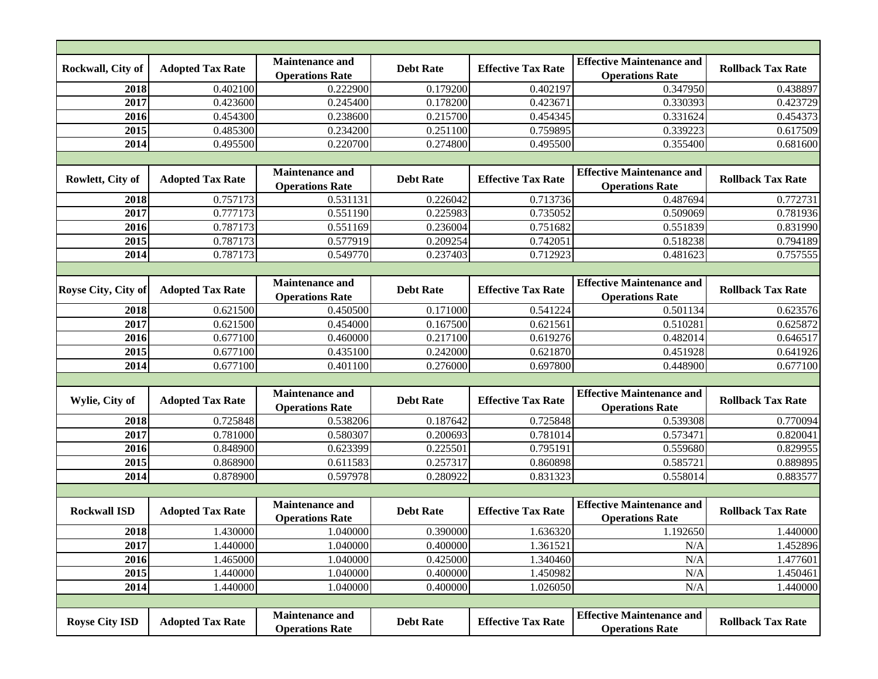| Rockwall, City of | Adopted Tax Rate | Maintenance and Operations Rate | Debt Rate | Effective Tax Rate | Effective Maintenance and Operations Rate | Rollback Tax Rate |
|---|---|---|---|---|---|---|
| 2018 | 0.402100 | 0.222900 | 0.179200 | 0.402197 | 0.347950 | 0.438897 |
| 2017 | 0.423600 | 0.245400 | 0.178200 | 0.423671 | 0.330393 | 0.423729 |
| 2016 | 0.454300 | 0.238600 | 0.215700 | 0.454345 | 0.331624 | 0.454373 |
| 2015 | 0.485300 | 0.234200 | 0.251100 | 0.759895 | 0.339223 | 0.617509 |
| 2014 | 0.495500 | 0.220700 | 0.274800 | 0.495500 | 0.355400 | 0.681600 |

| Rowlett, City of | Adopted Tax Rate | Maintenance and Operations Rate | Debt Rate | Effective Tax Rate | Effective Maintenance and Operations Rate | Rollback Tax Rate |
|---|---|---|---|---|---|---|
| 2018 | 0.757173 | 0.531131 | 0.226042 | 0.713736 | 0.487694 | 0.772731 |
| 2017 | 0.777173 | 0.551190 | 0.225983 | 0.735052 | 0.509069 | 0.781936 |
| 2016 | 0.787173 | 0.551169 | 0.236004 | 0.751682 | 0.551839 | 0.831990 |
| 2015 | 0.787173 | 0.577919 | 0.209254 | 0.742051 | 0.518238 | 0.794189 |
| 2014 | 0.787173 | 0.549770 | 0.237403 | 0.712923 | 0.481623 | 0.757555 |

| Royse City, City of | Adopted Tax Rate | Maintenance and Operations Rate | Debt Rate | Effective Tax Rate | Effective Maintenance and Operations Rate | Rollback Tax Rate |
|---|---|---|---|---|---|---|
| 2018 | 0.621500 | 0.450500 | 0.171000 | 0.541224 | 0.501134 | 0.623576 |
| 2017 | 0.621500 | 0.454000 | 0.167500 | 0.621561 | 0.510281 | 0.625872 |
| 2016 | 0.677100 | 0.460000 | 0.217100 | 0.619276 | 0.482014 | 0.646517 |
| 2015 | 0.677100 | 0.435100 | 0.242000 | 0.621870 | 0.451928 | 0.641926 |
| 2014 | 0.677100 | 0.401100 | 0.276000 | 0.697800 | 0.448900 | 0.677100 |

| Wylie, City of | Adopted Tax Rate | Maintenance and Operations Rate | Debt Rate | Effective Tax Rate | Effective Maintenance and Operations Rate | Rollback Tax Rate |
|---|---|---|---|---|---|---|
| 2018 | 0.725848 | 0.538206 | 0.187642 | 0.725848 | 0.539308 | 0.770094 |
| 2017 | 0.781000 | 0.580307 | 0.200693 | 0.781014 | 0.573471 | 0.820041 |
| 2016 | 0.848900 | 0.623399 | 0.225501 | 0.795191 | 0.559680 | 0.829955 |
| 2015 | 0.868900 | 0.611583 | 0.257317 | 0.860898 | 0.585721 | 0.889895 |
| 2014 | 0.878900 | 0.597978 | 0.280922 | 0.831323 | 0.558014 | 0.883577 |

| Rockwall ISD | Adopted Tax Rate | Maintenance and Operations Rate | Debt Rate | Effective Tax Rate | Effective Maintenance and Operations Rate | Rollback Tax Rate |
|---|---|---|---|---|---|---|
| 2018 | 1.430000 | 1.040000 | 0.390000 | 1.636320 | 1.192650 | 1.440000 |
| 2017 | 1.440000 | 1.040000 | 0.400000 | 1.361521 | N/A | 1.452896 |
| 2016 | 1.465000 | 1.040000 | 0.425000 | 1.340460 | N/A | 1.477601 |
| 2015 | 1.440000 | 1.040000 | 0.400000 | 1.450982 | N/A | 1.450461 |
| 2014 | 1.440000 | 1.040000 | 0.400000 | 1.026050 | N/A | 1.440000 |

| Royse City ISD | Adopted Tax Rate | Maintenance and Operations Rate | Debt Rate | Effective Tax Rate | Effective Maintenance and Operations Rate | Rollback Tax Rate |
|---|---|---|---|---|---|---|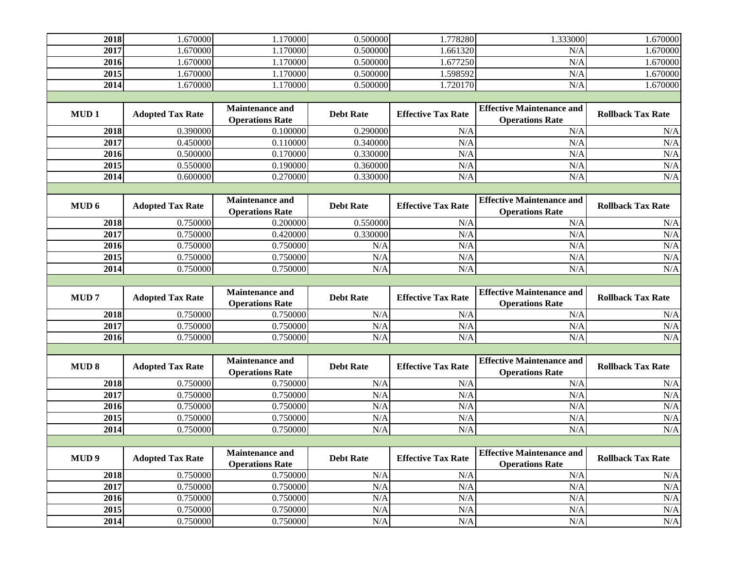| | | | | | | |
|---|---|---|---|---|---|---|
| **2018** | 1.670000 | 1.170000 | 0.500000 | 1.778280 | 1.333000 | 1.670000 |
| **2017** | 1.670000 | 1.170000 | 0.500000 | 1.661320 | N/A | 1.670000 |
| **2016** | 1.670000 | 1.170000 | 0.500000 | 1.677250 | N/A | 1.670000 |
| **2015** | 1.670000 | 1.170000 | 0.500000 | 1.598592 | N/A | 1.670000 |
| **2014** | 1.670000 | 1.170000 | 0.500000 | 1.720170 | N/A | 1.670000 |

| MUD 1 | Adopted Tax Rate | Maintenance and Operations Rate | Debt Rate | Effective Tax Rate | Effective Maintenance and Operations Rate | Rollback Tax Rate |
|---|---|---|---|---|---|---|
| **2018** | 0.390000 | 0.100000 | 0.290000 | N/A | N/A | N/A |
| **2017** | 0.450000 | 0.110000 | 0.340000 | N/A | N/A | N/A |
| **2016** | 0.500000 | 0.170000 | 0.330000 | N/A | N/A | N/A |
| **2015** | 0.550000 | 0.190000 | 0.360000 | N/A | N/A | N/A |
| **2014** | 0.600000 | 0.270000 | 0.330000 | N/A | N/A | N/A |

| MUD 6 | Adopted Tax Rate | Maintenance and Operations Rate | Debt Rate | Effective Tax Rate | Effective Maintenance and Operations Rate | Rollback Tax Rate |
|---|---|---|---|---|---|---|
| **2018** | 0.750000 | 0.200000 | 0.550000 | N/A | N/A | N/A |
| **2017** | 0.750000 | 0.420000 | 0.330000 | N/A | N/A | N/A |
| **2016** | 0.750000 | 0.750000 | N/A | N/A | N/A | N/A |
| **2015** | 0.750000 | 0.750000 | N/A | N/A | N/A | N/A |
| **2014** | 0.750000 | 0.750000 | N/A | N/A | N/A | N/A |

| MUD 7 | Adopted Tax Rate | Maintenance and Operations Rate | Debt Rate | Effective Tax Rate | Effective Maintenance and Operations Rate | Rollback Tax Rate |
|---|---|---|---|---|---|---|
| **2018** | 0.750000 | 0.750000 | N/A | N/A | N/A | N/A |
| **2017** | 0.750000 | 0.750000 | N/A | N/A | N/A | N/A |
| **2016** | 0.750000 | 0.750000 | N/A | N/A | N/A | N/A |

| MUD 8 | Adopted Tax Rate | Maintenance and Operations Rate | Debt Rate | Effective Tax Rate | Effective Maintenance and Operations Rate | Rollback Tax Rate |
|---|---|---|---|---|---|---|
| **2018** | 0.750000 | 0.750000 | N/A | N/A | N/A | N/A |
| **2017** | 0.750000 | 0.750000 | N/A | N/A | N/A | N/A |
| **2016** | 0.750000 | 0.750000 | N/A | N/A | N/A | N/A |
| **2015** | 0.750000 | 0.750000 | N/A | N/A | N/A | N/A |
| **2014** | 0.750000 | 0.750000 | N/A | N/A | N/A | N/A |

| MUD 9 | Adopted Tax Rate | Maintenance and Operations Rate | Debt Rate | Effective Tax Rate | Effective Maintenance and Operations Rate | Rollback Tax Rate |
|---|---|---|---|---|---|---|
| **2018** | 0.750000 | 0.750000 | N/A | N/A | N/A | N/A |
| **2017** | 0.750000 | 0.750000 | N/A | N/A | N/A | N/A |
| **2016** | 0.750000 | 0.750000 | N/A | N/A | N/A | N/A |
| **2015** | 0.750000 | 0.750000 | N/A | N/A | N/A | N/A |
| **2014** | 0.750000 | 0.750000 | N/A | N/A | N/A | N/A |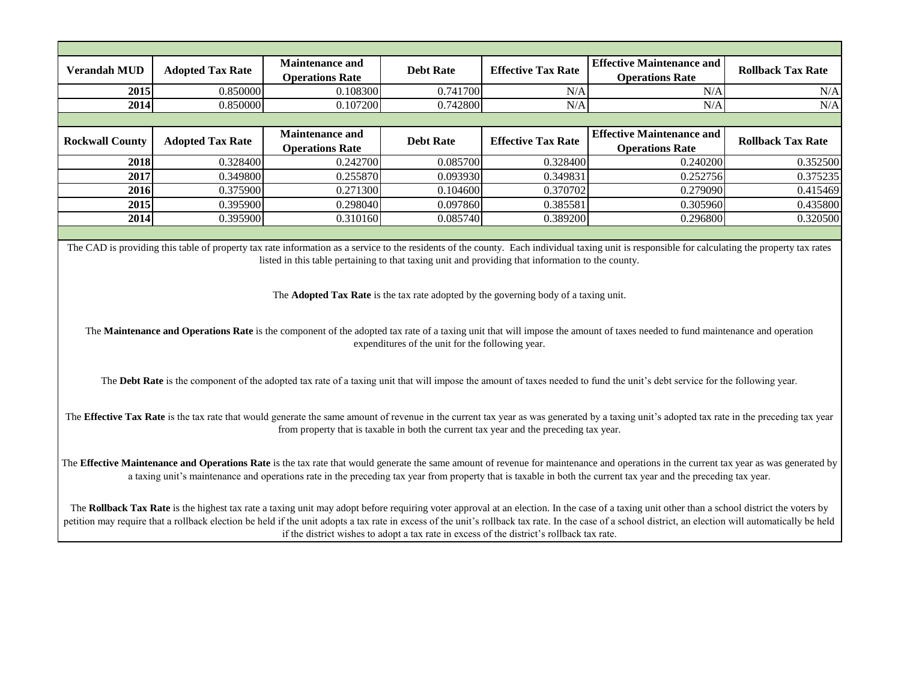| Verandah MUD | Adopted Tax Rate | Maintenance and Operations Rate | Debt Rate | Effective Tax Rate | Effective Maintenance and Operations Rate | Rollback Tax Rate |
|---|---|---|---|---|---|---|
| 2015 | 0.850000 | 0.108300 | 0.741700 | N/A | N/A | N/A |
| 2014 | 0.850000 | 0.107200 | 0.742800 | N/A | N/A | N/A |

| Rockwall County | Adopted Tax Rate | Maintenance and Operations Rate | Debt Rate | Effective Tax Rate | Effective Maintenance and Operations Rate | Rollback Tax Rate |
|---|---|---|---|---|---|---|
| 2018 | 0.328400 | 0.242700 | 0.085700 | 0.328400 | 0.240200 | 0.352500 |
| 2017 | 0.349800 | 0.255870 | 0.093930 | 0.349831 | 0.252756 | 0.375235 |
| 2016 | 0.375900 | 0.271300 | 0.104600 | 0.370702 | 0.279090 | 0.415469 |
| 2015 | 0.395900 | 0.298040 | 0.097860 | 0.385581 | 0.305960 | 0.435800 |
| 2014 | 0.395900 | 0.310160 | 0.085740 | 0.389200 | 0.296800 | 0.320500 |

The CAD is providing this table of property tax rate information as a service to the residents of the county. Each individual taxing unit is responsible for calculating the property tax rates listed in this table pertaining to that taxing unit and providing that information to the county.

The **Adopted Tax Rate** is the tax rate adopted by the governing body of a taxing unit.

The **Maintenance and Operations Rate** is the component of the adopted tax rate of a taxing unit that will impose the amount of taxes needed to fund maintenance and operation expenditures of the unit for the following year.

The **Debt Rate** is the component of the adopted tax rate of a taxing unit that will impose the amount of taxes needed to fund the unit's debt service for the following year.

The **Effective Tax Rate** is the tax rate that would generate the same amount of revenue in the current tax year as was generated by a taxing unit's adopted tax rate in the preceding tax year from property that is taxable in both the current tax year and the preceding tax year.

The **Effective Maintenance and Operations Rate** is the tax rate that would generate the same amount of revenue for maintenance and operations in the current tax year as was generated by a taxing unit's maintenance and operations rate in the preceding tax year from property that is taxable in both the current tax year and the preceding tax year.

The **Rollback Tax Rate** is the highest tax rate a taxing unit may adopt before requiring voter approval at an election. In the case of a taxing unit other than a school district the voters by petition may require that a rollback election be held if the unit adopts a tax rate in excess of the unit's rollback tax rate. In the case of a school district, an election will automatically be held if the district wishes to adopt a tax rate in excess of the district's rollback tax rate.